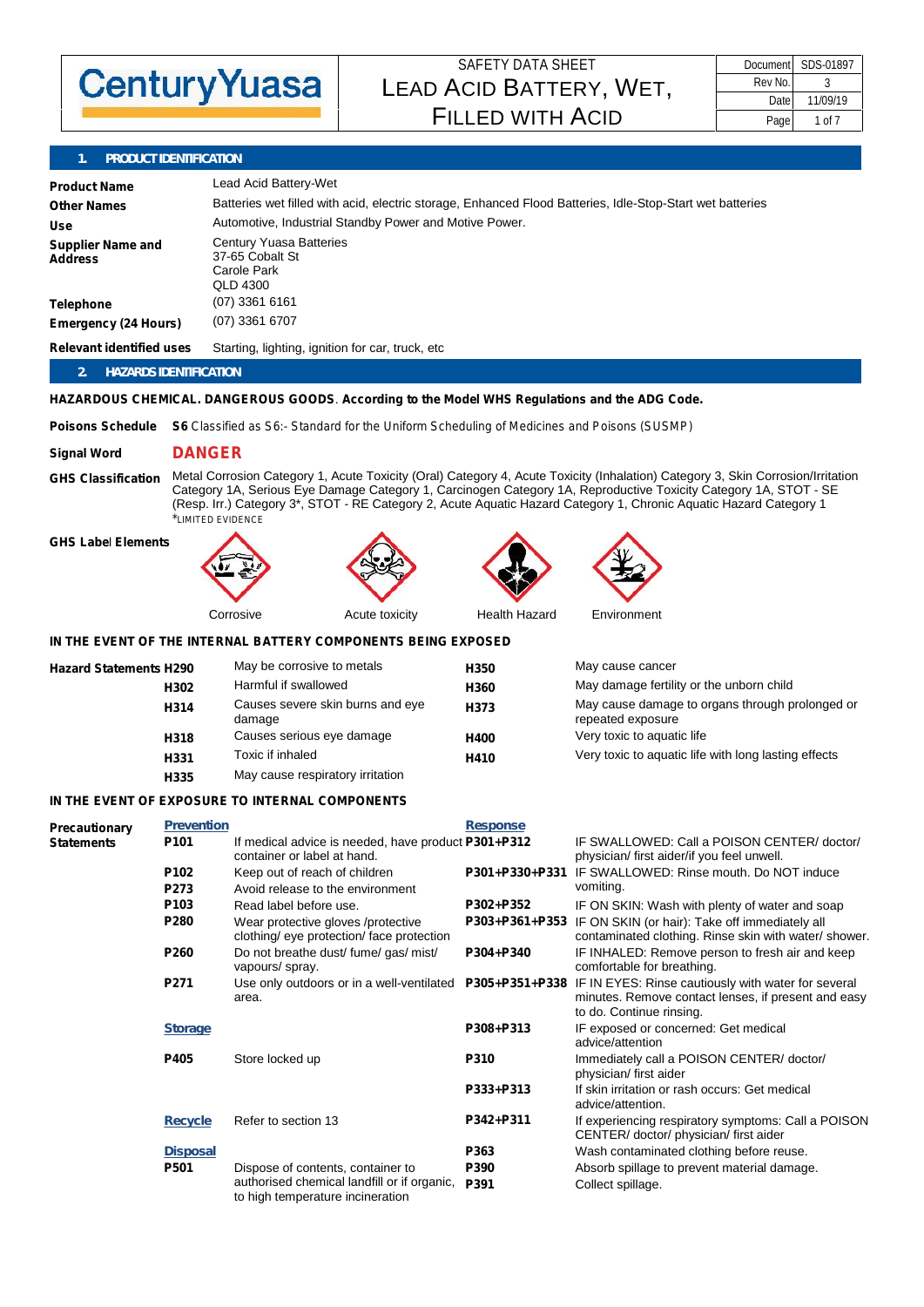# CenturyYuasa

SAFETY DATA SHEET
# LEAD ACID BATTERY, WET, FILLED WITH ACID

| Document | SDS-01897 |
|---|---|
| Rev No. | 3 |
| Date | 11/09/19 |

## 1. PRODUCT IDENTIFICATION

| | |
|---|---|
| **Product Name** | Lead Acid Battery-Wet |
| **Other Names** | Batteries wet filled with acid, electric storage, Enhanced Flood Batteries, Idle-Stop-Start wet batteries |
| **Use** | Automotive, Industrial Standby Power and Motive Power. |
| **Supplier Name and Address** | Century Yuasa Batteries<br>37-65 Cobalt St<br>Carole Park<br>QLD 4300 |
| **Telephone** | (07) 3361 6161 |
| **Emergency (24 Hours)** | (07) 3361 6707 |
| **Relevant identified uses** | Starting, lighting, ignition for car, truck, etc |

## 2. HAZARDS IDENTIFICATION

**HAZARDOUS CHEMICAL. DANGEROUS GOODS. According to the Model WHS Regulations and the ADG Code.**

**Poisons Schedule** **S6** Classified as S6:- Standard for the Uniform Scheduling of Medicines and Poisons (SUSMP)

**Signal Word** **DANGER**

**GHS Classification** Metal Corrosion Category 1, Acute Toxicity (Oral) Category 4, Acute Toxicity (Inhalation) Category 3, Skin Corrosion/Irritation Category 1A, Serious Eye Damage Category 1, Carcinogen Category 1A, Reproductive Toxicity Category 1A, STOT - SE (Resp. Irr.) Category 3*, STOT - RE Category 2, Acute Aquatic Hazard Category 1, Chronic Aquatic Hazard Category 1
*LIMITED EVIDENCE

**GHS Label Elements**

Corrosive | Acute toxicity | Health Hazard | Environment

**IN THE EVENT OF THE INTERNAL BATTERY COMPONENTS BEING EXPOSED**

**Hazard Statements**

| Code | Statement | Code | Statement |
|---|---|---|---|
| **H290** | May be corrosive to metals | **H350** | May cause cancer |
| **H302** | Harmful if swallowed | **H360** | May damage fertility or the unborn child |
| **H314** | Causes severe skin burns and eye damage | **H373** | May cause damage to organs through prolonged or repeated exposure |
| **H318** | Causes serious eye damage | **H400** | Very toxic to aquatic life |
| **H331** | Toxic if inhaled | **H410** | Very toxic to aquatic life with long lasting effects |
| **H335** | May cause respiratory irritation | | |

**IN THE EVENT OF EXPOSURE TO INTERNAL COMPONENTS**

**Precautionary Statements**

| Prevention | | Response | |
|---|---|---|---|
| **P101** | If medical advice is needed, have product container or label at hand. | **P301+P312** | IF SWALLOWED: Call a POISON CENTER/ doctor/ physician/ first aider/if you feel unwell. |
| **P102** | Keep out of reach of children | **P301+P330+P331** | IF SWALLOWED: Rinse mouth. Do NOT induce vomiting. |
| **P273** | Avoid release to the environment | | |
| **P103** | Read label before use. | **P302+P352** | IF ON SKIN: Wash with plenty of water and soap |
| **P280** | Wear protective gloves /protective clothing/ eye protection/ face protection | **P303+P361+P353** | IF ON SKIN (or hair): Take off immediately all contaminated clothing. Rinse skin with water/ shower. |
| **P260** | Do not breathe dust/ fume/ gas/ mist/ vapours/ spray. | **P304+P340** | IF INHALED: Remove person to fresh air and keep comfortable for breathing. |
| **P271** | Use only outdoors or in a well-ventilated area. | **P305+P351+P338** | IF IN EYES: Rinse cautiously with water for several minutes. Remove contact lenses, if present and easy to do. Continue rinsing. |
| **Storage** | | **P308+P313** | IF exposed or concerned: Get medical advice/attention |
| **P405** | Store locked up | **P310** | Immediately call a POISON CENTER/ doctor/ physician/ first aider |
| | | **P333+P313** | If skin irritation or rash occurs: Get medical advice/attention. |
| **Recycle** | Refer to section 13 | **P342+P311** | If experiencing respiratory symptoms: Call a POISON CENTER/ doctor/ physician/ first aider |
| **Disposal** | | **P363** | Wash contaminated clothing before reuse. |
| **P501** | Dispose of contents, container to authorised chemical landfill or if organic, to high temperature incineration | **P390** | Absorb spillage to prevent material damage. |
| | | **P391** | Collect spillage. |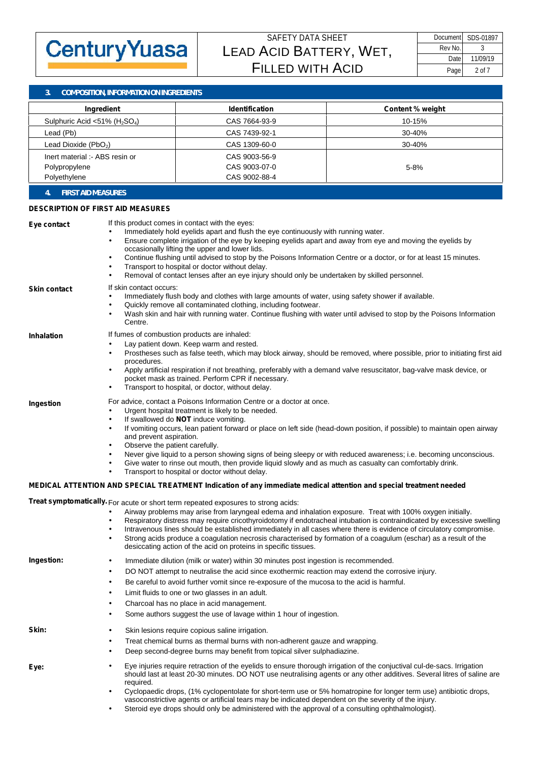## 3. COMPOSITION, INFORMATION ON INGREDIENTS

| Ingredient | Identification | Content % weight |
|---|---|---|
| Sulphuric Acid <51% ($H_2SO_4$) | CAS 7664-93-9 | 10-15% |
| Lead (Pb) | CAS 7439-92-1 | 30-40% |
| Lead Dioxide ($PbO_2$) | CAS 1309-60-0 | 30-40% |
| Inert material :- ABS resin or<br>Polypropylene<br>Polyethylene | CAS 9003-56-9<br>CAS 9003-07-0<br>CAS 9002-88-4 | 5-8% |

## 4. FIRST AID MEASURES

### DESCRIPTION OF FIRST AID MEASURES

**Eye contact**

If this product comes in contact with the eyes:

- Immediately hold eyelids apart and flush the eye continuously with running water.
- Ensure complete irrigation of the eye by keeping eyelids apart and away from eye and moving the eyelids by occasionally lifting the upper and lower lids.
- Continue flushing until advised to stop by the Poisons Information Centre or a doctor, or for at least 15 minutes.
- Transport to hospital or doctor without delay.
- Removal of contact lenses after an eye injury should only be undertaken by skilled personnel.

**Skin contact**

If skin contact occurs:

- Immediately flush body and clothes with large amounts of water, using safety shower if available.
- Quickly remove all contaminated clothing, including footwear.
- Wash skin and hair with running water. Continue flushing with water until advised to stop by the Poisons Information Centre.

**Inhalation**

If fumes of combustion products are inhaled:

- Lay patient down. Keep warm and rested.
- Prostheses such as false teeth, which may block airway, should be removed, where possible, prior to initiating first aid procedures.
- Apply artificial respiration if not breathing, preferably with a demand valve resuscitator, bag-valve mask device, or pocket mask as trained. Perform CPR if necessary.
- Transport to hospital, or doctor, without delay.

**Ingestion**

For advice, contact a Poisons Information Centre or a doctor at once.

- Urgent hospital treatment is likely to be needed.
- If swallowed do **NOT** induce vomiting.
- If vomiting occurs, lean patient forward or place on left side (head-down position, if possible) to maintain open airway and prevent aspiration.
- Observe the patient carefully.
- Never give liquid to a person showing signs of being sleepy or with reduced awareness; i.e. becoming unconscious.
- Give water to rinse out mouth, then provide liquid slowly and as much as casualty can comfortably drink.
- Transport to hospital or doctor without delay.

### MEDICAL ATTENTION AND SPECIAL TREATMENT Indication of any immediate medical attention and special treatment needed

**Treat symptomatically.** For acute or short term repeated exposures to strong acids:

- Airway problems may arise from laryngeal edema and inhalation exposure. Treat with 100% oxygen initially.
- Respiratory distress may require cricothyroidotomy if endotracheal intubation is contraindicated by excessive swelling
- Intravenous lines should be established immediately in all cases where there is evidence of circulatory compromise.
- Strong acids produce a coagulation necrosis characterised by formation of a coagulum (eschar) as a result of the desiccating action of the acid on proteins in specific tissues.

**Ingestion:**

- Immediate dilution (milk or water) within 30 minutes post ingestion is recommended.
- DO NOT attempt to neutralise the acid since exothermic reaction may extend the corrosive injury.
- Be careful to avoid further vomit since re-exposure of the mucosa to the acid is harmful.
- Limit fluids to one or two glasses in an adult.
- Charcoal has no place in acid management.
- Some authors suggest the use of lavage within 1 hour of ingestion.

**Skin:**

- Skin lesions require copious saline irrigation.
- Treat chemical burns as thermal burns with non-adherent gauze and wrapping.
- Deep second-degree burns may benefit from topical silver sulphadiazine.

**Eye:**

- Eye injuries require retraction of the eyelids to ensure thorough irrigation of the conjuctival cul-de-sacs. Irrigation should last at least 20-30 minutes. DO NOT use neutralising agents or any other additives. Several litres of saline are required.
- Cyclopaedic drops, (1% cyclopentolate for short-term use or 5% homatropine for longer term use) antibiotic drops, vasoconstrictive agents or artificial tears may be indicated dependent on the severity of the injury.
- Steroid eye drops should only be administered with the approval of a consulting ophthalmologist).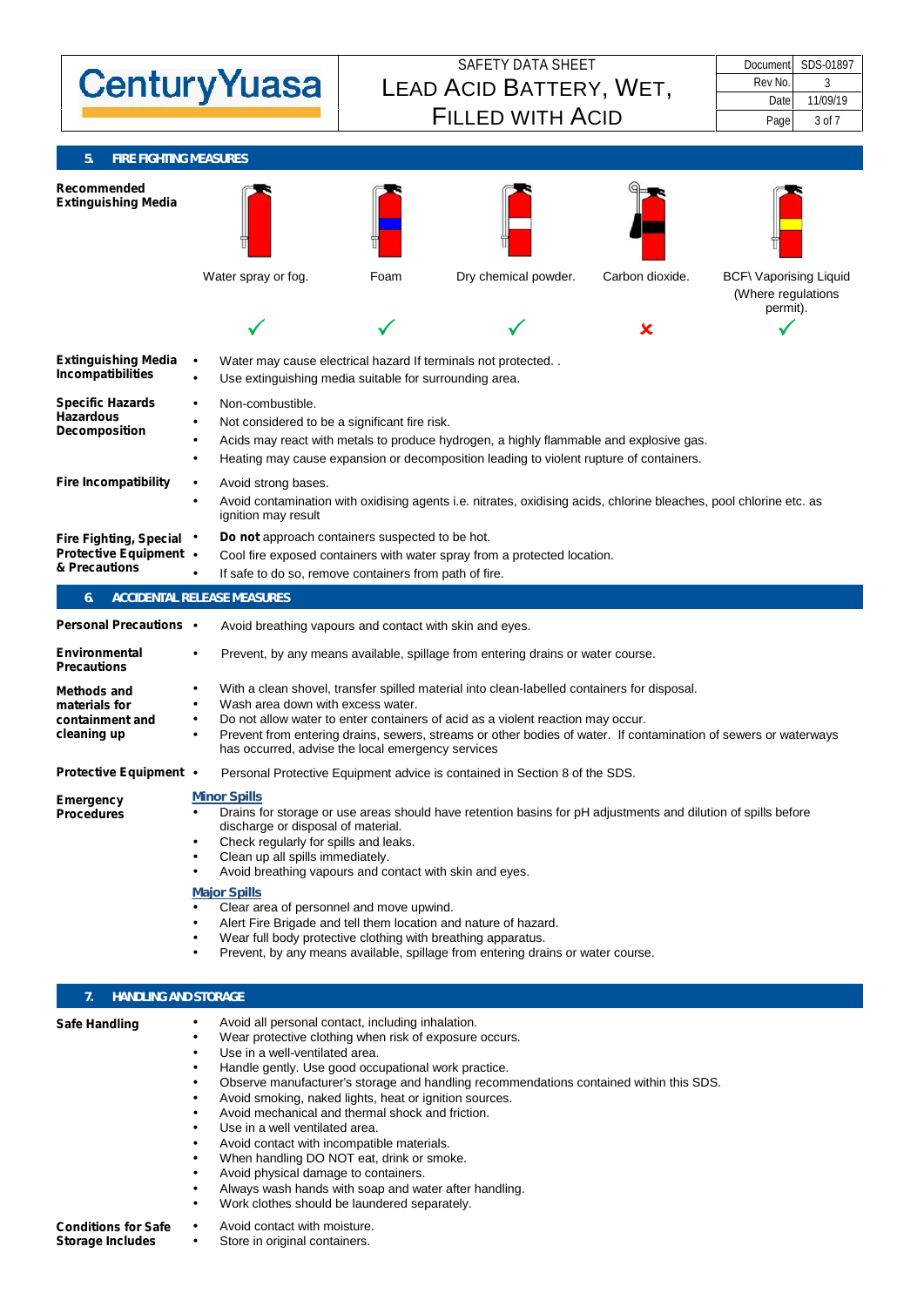## 5. FIRE FIGHTING MEASURES

**Recommended Extinguishing Media**

| Water spray or fog. | Foam | Dry chemical powder. | Carbon dioxide. | BCF\ Vaporising Liquid (Where regulations permit). |
|---|---|---|---|---|
| ✓ | ✓ | ✓ | ✗ | ✓ |

**Extinguishing Media Incompatibilities**
- Water may cause electrical hazard If terminals not protected. .
- Use extinguishing media suitable for surrounding area.

**Specific Hazards Hazardous Decomposition**
- Non-combustible.
- Not considered to be a significant fire risk.
- Acids may react with metals to produce hydrogen, a highly flammable and explosive gas.
- Heating may cause expansion or decomposition leading to violent rupture of containers.

**Fire Incompatibility**
- Avoid strong bases.
- Avoid contamination with oxidising agents i.e. nitrates, oxidising acids, chlorine bleaches, pool chlorine etc. as ignition may result

**Fire Fighting, Special Protective Equipment & Precautions**
- **Do not** approach containers suspected to be hot.
- Cool fire exposed containers with water spray from a protected location.
- If safe to do so, remove containers from path of fire.

## 6. ACCIDENTAL RELEASE MEASURES

**Personal Precautions**
- Avoid breathing vapours and contact with skin and eyes.

**Environmental Precautions**
- Prevent, by any means available, spillage from entering drains or water course.

**Methods and materials for containment and cleaning up**
- With a clean shovel, transfer spilled material into clean-labelled containers for disposal.
- Wash area down with excess water.
- Do not allow water to enter containers of acid as a violent reaction may occur.
- Prevent from entering drains, sewers, streams or other bodies of water. If contamination of sewers or waterways has occurred, advise the local emergency services

**Protective Equipment**
- Personal Protective Equipment advice is contained in Section 8 of the SDS.

**Emergency Procedures**

**Minor Spills**
- Drains for storage or use areas should have retention basins for pH adjustments and dilution of spills before discharge or disposal of material.
- Check regularly for spills and leaks.
- Clean up all spills immediately.
- Avoid breathing vapours and contact with skin and eyes.

**Major Spills**
- Clear area of personnel and move upwind.
- Alert Fire Brigade and tell them location and nature of hazard.
- Wear full body protective clothing with breathing apparatus.
- Prevent, by any means available, spillage from entering drains or water course.

## 7. HANDLING AND STORAGE

**Safe Handling**
- Avoid all personal contact, including inhalation.
- Wear protective clothing when risk of exposure occurs.
- Use in a well-ventilated area.
- Handle gently. Use good occupational work practice.
- Observe manufacturer's storage and handling recommendations contained within this SDS.
- Avoid smoking, naked lights, heat or ignition sources.
- Avoid mechanical and thermal shock and friction.
- Use in a well ventilated area.
- Avoid contact with incompatible materials.
- When handling DO NOT eat, drink or smoke.
- Avoid physical damage to containers.
- Always wash hands with soap and water after handling.
- Work clothes should be laundered separately.

**Conditions for Safe Storage Includes**
- Avoid contact with moisture.
- Store in original containers.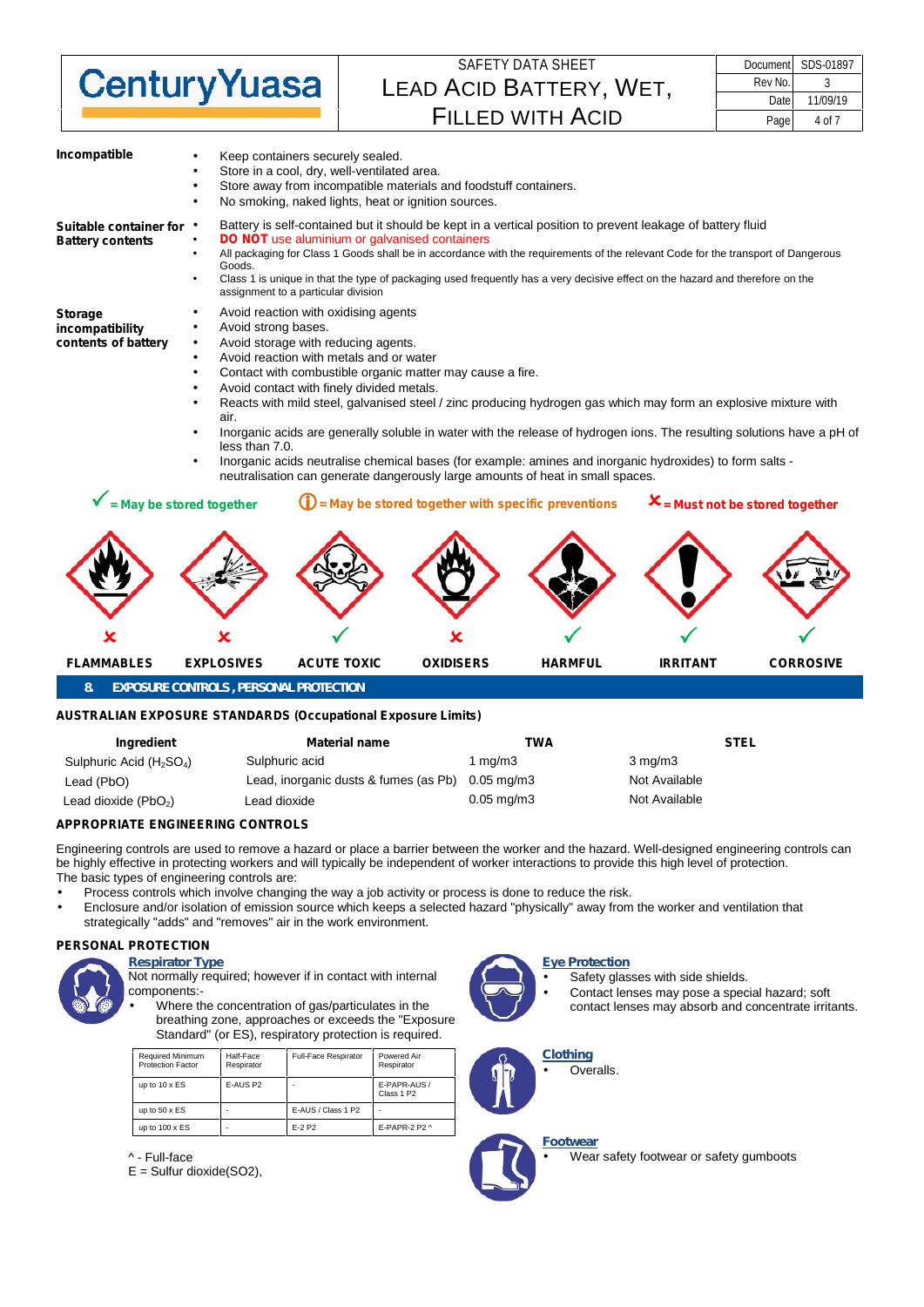**Incompatible**

- Keep containers securely sealed.
- Store in a cool, dry, well-ventilated area.
- Store away from incompatible materials and foodstuff containers.
- No smoking, naked lights, heat or ignition sources.

**Suitable container for Battery contents**

- Battery is self-contained but it should be kept in a vertical position to prevent leakage of battery fluid
- **DO NOT** use aluminium or galvanised containers
- All packaging for Class 1 Goods shall be in accordance with the requirements of the relevant Code for the transport of Dangerous Goods.
- Class 1 is unique in that the type of packaging used frequently has a very decisive effect on the hazard and therefore on the assignment to a particular division

**Storage incompatibility contents of battery**

- Avoid reaction with oxidising agents
- Avoid strong bases.
- Avoid storage with reducing agents.
- Avoid reaction with metals and or water
- Contact with combustible organic matter may cause a fire.
- Avoid contact with finely divided metals.
- Reacts with mild steel, galvanised steel / zinc producing hydrogen gas which may form an explosive mixture with air.
- Inorganic acids are generally soluble in water with the release of hydrogen ions. The resulting solutions have a pH of less than 7.0.
- Inorganic acids neutralise chemical bases (for example: amines and inorganic hydroxides) to form salts - neutralisation can generate dangerously large amounts of heat in small spaces.

✓ = May be stored together | ⓘ = May be stored together with specific preventions | ✗ = Must not be stored together

| FLAMMABLES | EXPLOSIVES | ACUTE TOXIC | OXIDISERS | HARMFUL | IRRITANT | CORROSIVE |
|---|---|---|---|---|---|---|
| ✗ | ✗ | ✓ | ✗ | ✓ | ✓ | ✓ |

## 8. EXPOSURE CONTROLS , PERSONAL PROTECTION

### AUSTRALIAN EXPOSURE STANDARDS (Occupational Exposure Limits)

| Ingredient | Material name | TWA | STEL |
|---|---|---|---|
| Sulphuric Acid ($H_2SO_4$) | Sulphuric acid | 1 mg/m3 | 3 mg/m3 |
| Lead (PbO) | Lead, inorganic dusts & fumes (as Pb) | 0.05 mg/m3 | Not Available |
| Lead dioxide ($PbO_2$) | Lead dioxide | 0.05 mg/m3 | Not Available |

### APPROPRIATE ENGINEERING CONTROLS

Engineering controls are used to remove a hazard or place a barrier between the worker and the hazard. Well-designed engineering controls can be highly effective in protecting workers and will typically be independent of worker interactions to provide this high level of protection.
The basic types of engineering controls are:

- Process controls which involve changing the way a job activity or process is done to reduce the risk.
- Enclosure and/or isolation of emission source which keeps a selected hazard "physically" away from the worker and ventilation that strategically "adds" and "removes" air in the work environment.

### PERSONAL PROTECTION

**Respirator Type**

Not normally required; however if in contact with internal components:-

- Where the concentration of gas/particulates in the breathing zone, approaches or exceeds the "Exposure Standard" (or ES), respiratory protection is required.

| Required Minimum Protection Factor | Half-Face Respirator | Full-Face Respirator | Powered Air Respirator |
|---|---|---|---|
| up to 10 x ES | E-AUS P2 | - | E-PAPR-AUS / Class 1 P2 |
| up to 50 x ES | - | E-AUS / Class 1 P2 | - |
| up to 100 x ES | - | E-2 P2 | E-PAPR-2 P2 ^ |

^ - Full-face
E = Sulfur dioxide(SO2),

**Eye Protection**

- Safety glasses with side shields.
- Contact lenses may pose a special hazard; soft contact lenses may absorb and concentrate irritants.

**Clothing**

- Overalls.

**Footwear**

- Wear safety footwear or safety gumboots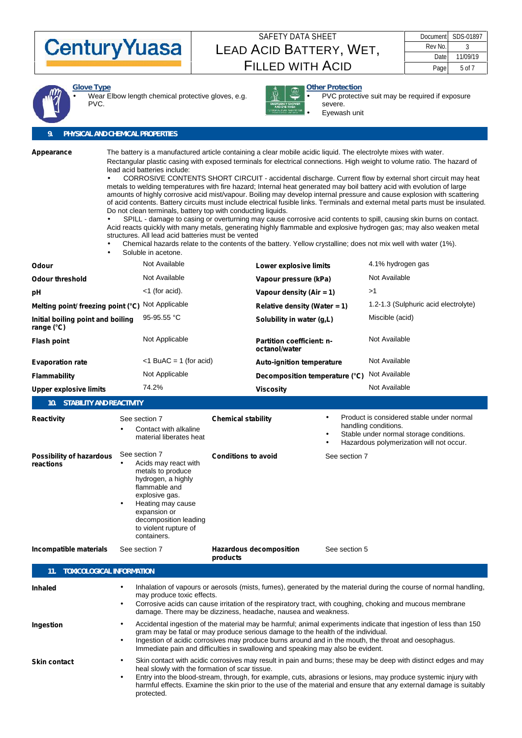**Glove Type**

- Wear Elbow length chemical protective gloves, e.g. PVC.

**Other Protection**

- PVC protective suit may be required if exposure severe.
- Eyewash unit

## 9. PHYSICAL AND CHEMICAL PROPERTIES

**Appearance**

The battery is a manufactured article containing a clear mobile acidic liquid. The electrolyte mixes with water.
Rectangular plastic casing with exposed terminals for electrical connections. High weight to volume ratio. The hazard of lead acid batteries include:

- CORROSIVE CONTENTS SHORT CIRCUIT - accidental discharge. Current flow by external short circuit may heat metals to welding temperatures with fire hazard; Internal heat generated may boil battery acid with evolution of large amounts of highly corrosive acid mist/vapour. Boiling may develop internal pressure and cause explosion with scattering of acid contents. Battery circuits must include electrical fusible links. Terminals and external metal parts must be insulated. Do not clean terminals, battery top with conducting liquids.
- SPILL - damage to casing or overturning may cause corrosive acid contents to spill, causing skin burns on contact. Acid reacts quickly with many metals, generating highly flammable and explosive hydrogen gas; may also weaken metal structures. All lead acid batteries must be vented
- Chemical hazards relate to the contents of the battery. Yellow crystalline; does not mix well with water (1%).
- Soluble in acetone.

| Property | Value | Property | Value |
|---|---|---|---|
| **Odour** | Not Available | **Lower explosive limits** | 4.1% hydrogen gas |
| **Odour threshold** | Not Available | **Vapour pressure (kPa)** | Not Available |
| **pH** | <1 (for acid). | **Vapour density (Air = 1)** | >1 |
| **Melting point/ freezing point (°C)** | Not Applicable | **Relative density (Water = 1)** | 1.2-1.3 (Sulphuric acid electrolyte) |
| **Initial boiling point and boiling range (°C)** | 95-95.55 °C | **Solubility in water (g,L)** | Miscible (acid) |
| **Flash point** | Not Applicable | **Partition coefficient: n-octanol/water** | Not Available |
| **Evaporation rate** | <1 BuAC = 1 (for acid) | **Auto-ignition temperature** | Not Available |
| **Flammability** | Not Applicable | **Decomposition temperature (°C)** | Not Available |
| **Upper explosive limits** | 74.2% | **Viscosity** | Not Available |

## 10. STABILITY AND REACTIVITY

**Reactivity**

See section 7

- Contact with alkaline material liberates heat

**Chemical stability**

- Product is considered stable under normal handling conditions.
- Stable under normal storage conditions.
- Hazardous polymerization will not occur.

**Possibility of hazardous reactions**

See section 7

- Acids may react with metals to produce hydrogen, a highly flammable and explosive gas.
- Heating may cause expansion or decomposition leading to violent rupture of containers.

**Conditions to avoid**

See section 7

**Incompatible materials**

See section 7

**Hazardous decomposition products**

See section 5

## 11. TOXICOLOGICAL INFORMATION

**Inhaled**

- Inhalation of vapours or aerosols (mists, fumes), generated by the material during the course of normal handling, may produce toxic effects.
- Corrosive acids can cause irritation of the respiratory tract, with coughing, choking and mucous membrane damage. There may be dizziness, headache, nausea and weakness.

**Ingestion**

- Accidental ingestion of the material may be harmful; animal experiments indicate that ingestion of less than 150 gram may be fatal or may produce serious damage to the health of the individual.
- Ingestion of acidic corrosives may produce burns around and in the mouth, the throat and oesophagus. Immediate pain and difficulties in swallowing and speaking may also be evident.

**Skin contact**

- Skin contact with acidic corrosives may result in pain and burns; these may be deep with distinct edges and may heal slowly with the formation of scar tissue.
- Entry into the blood-stream, through, for example, cuts, abrasions or lesions, may produce systemic injury with harmful effects. Examine the skin prior to the use of the material and ensure that any external damage is suitably protected.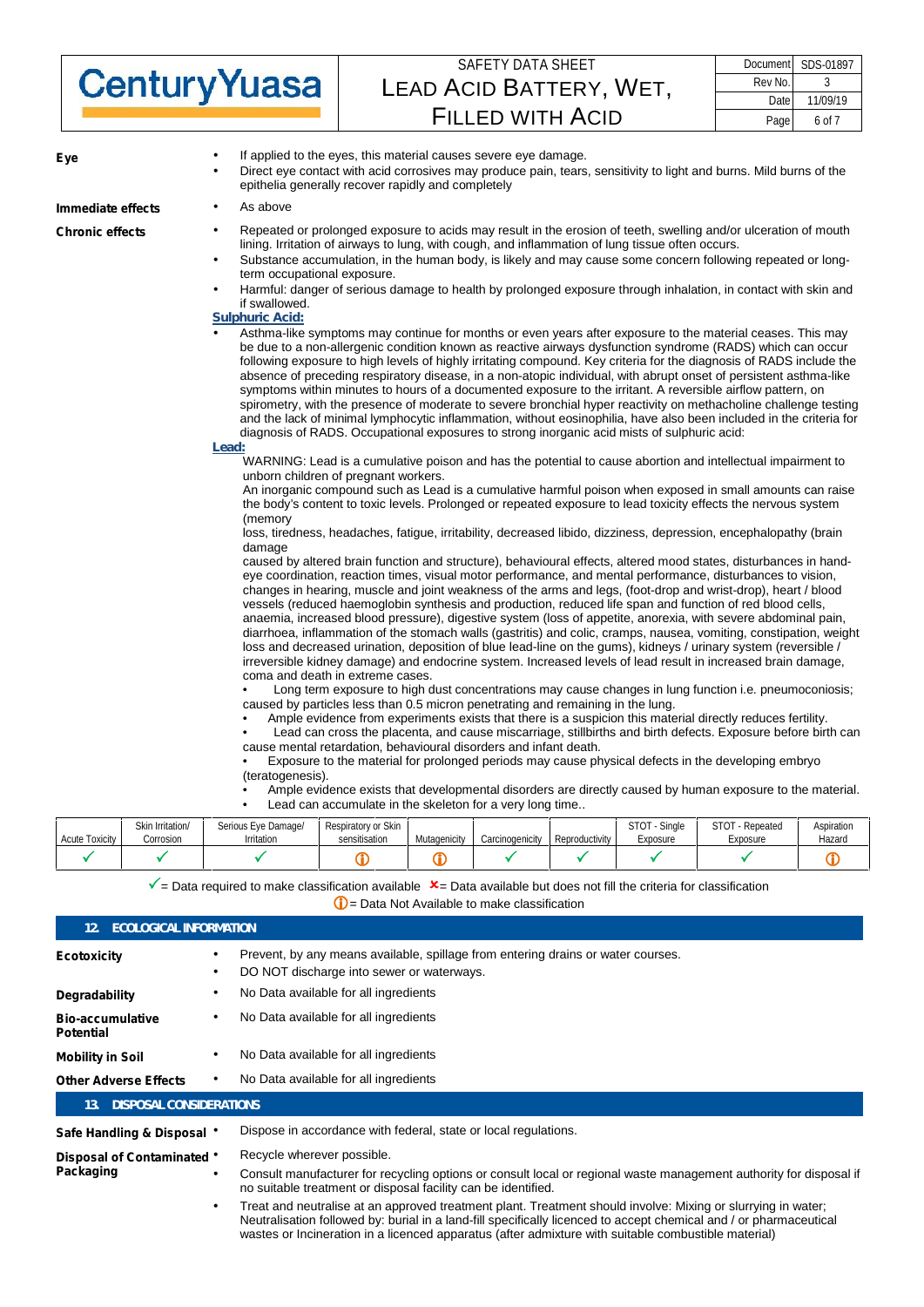**Eye**

- If applied to the eyes, this material causes severe eye damage.
- Direct eye contact with acid corrosives may produce pain, tears, sensitivity to light and burns. Mild burns of the epithelia generally recover rapidly and completely

**Immediate effects**

- As above

**Chronic effects**

- Repeated or prolonged exposure to acids may result in the erosion of teeth, swelling and/or ulceration of mouth lining. Irritation of airways to lung, with cough, and inflammation of lung tissue often occurs.
- Substance accumulation, in the human body, is likely and may cause some concern following repeated or long-term occupational exposure.
- Harmful: danger of serious damage to health by prolonged exposure through inhalation, in contact with skin and if swallowed.

**Sulphuric Acid:**

- Asthma-like symptoms may continue for months or even years after exposure to the material ceases. This may be due to a non-allergenic condition known as reactive airways dysfunction syndrome (RADS) which can occur following exposure to high levels of highly irritating compound. Key criteria for the diagnosis of RADS include the absence of preceding respiratory disease, in a non-atopic individual, with abrupt onset of persistent asthma-like symptoms within minutes to hours of a documented exposure to the irritant. A reversible airflow pattern, on spirometry, with the presence of moderate to severe bronchial hyper reactivity on methacholine challenge testing and the lack of minimal lymphocytic inflammation, without eosinophilia, have also been included in the criteria for diagnosis of RADS. Occupational exposures to strong inorganic acid mists of sulphuric acid:

**Lead:**

WARNING: Lead is a cumulative poison and has the potential to cause abortion and intellectual impairment to unborn children of pregnant workers.

An inorganic compound such as Lead is a cumulative harmful poison when exposed in small amounts can raise the body's content to toxic levels. Prolonged or repeated exposure to lead toxicity effects the nervous system (memory loss, tiredness, headaches, fatigue, irritability, decreased libido, dizziness, depression, encephalopathy (brain damage caused by altered brain function and structure), behavioural effects, altered mood states, disturbances in hand-eye coordination, reaction times, visual motor performance, and mental performance, disturbances to vision, changes in hearing, muscle and joint weakness of the arms and legs, (foot-drop and wrist-drop), heart / blood vessels (reduced haemoglobin synthesis and production, reduced life span and function of red blood cells, anaemia, increased blood pressure), digestive system (loss of appetite, anorexia, with severe abdominal pain, diarrhoea, inflammation of the stomach walls (gastritis) and colic, cramps, nausea, vomiting, constipation, weight loss and decreased urination, deposition of blue lead-line on the gums), kidneys / urinary system (reversible / irreversible kidney damage) and endocrine system. Increased levels of lead result in increased brain damage, coma and death in extreme cases.

- Long term exposure to high dust concentrations may cause changes in lung function i.e. pneumoconiosis; caused by particles less than 0.5 micron penetrating and remaining in the lung.
- Ample evidence from experiments exists that there is a suspicion this material directly reduces fertility.
- Lead can cross the placenta, and cause miscarriage, stillbirths and birth defects. Exposure before birth can cause mental retardation, behavioural disorders and infant death.
- Exposure to the material for prolonged periods may cause physical defects in the developing embryo (teratogenesis).
- Ample evidence exists that developmental disorders are directly caused by human exposure to the material.
- Lead can accumulate in the skeleton for a very long time..

| Acute Toxicity | Skin Irritation/ Corrosion | Serious Eye Damage/ Irritation | Respiratory or Skin sensitisation | Mutagenicity | Carcinogenicity | Reproductivity | STOT - Single Exposure | STOT - Repeated Exposure | Aspiration Hazard |
|---|---|---|---|---|---|---|---|---|---|
| ✓ | ✓ | ✓ | ⓘ | ⓘ | ✓ | ✓ | ✓ | ✓ | ⓘ |

✓= Data required to make classification available ✗= Data available but does not fill the criteria for classification
ⓘ= Data Not Available to make classification

## 12. ECOLOGICAL INFORMATION

**Ecotoxicity**

- Prevent, by any means available, spillage from entering drains or water courses.
- DO NOT discharge into sewer or waterways.

**Degradability**

- No Data available for all ingredients

**Bio-accumulative Potential**

- No Data available for all ingredients

**Mobility in Soil**

- No Data available for all ingredients

**Other Adverse Effects**

- No Data available for all ingredients

## 13. DISPOSAL CONSIDERATIONS

**Safe Handling & Disposal**

- Dispose in accordance with federal, state or local regulations.

**Disposal of Contaminated Packaging**

- Recycle wherever possible.
- Consult manufacturer for recycling options or consult local or regional waste management authority for disposal if no suitable treatment or disposal facility can be identified.
- Treat and neutralise at an approved treatment plant. Treatment should involve: Mixing or slurrying in water; Neutralisation followed by: burial in a land-fill specifically licenced to accept chemical and / or pharmaceutical wastes or Incineration in a licenced apparatus (after admixture with suitable combustible material)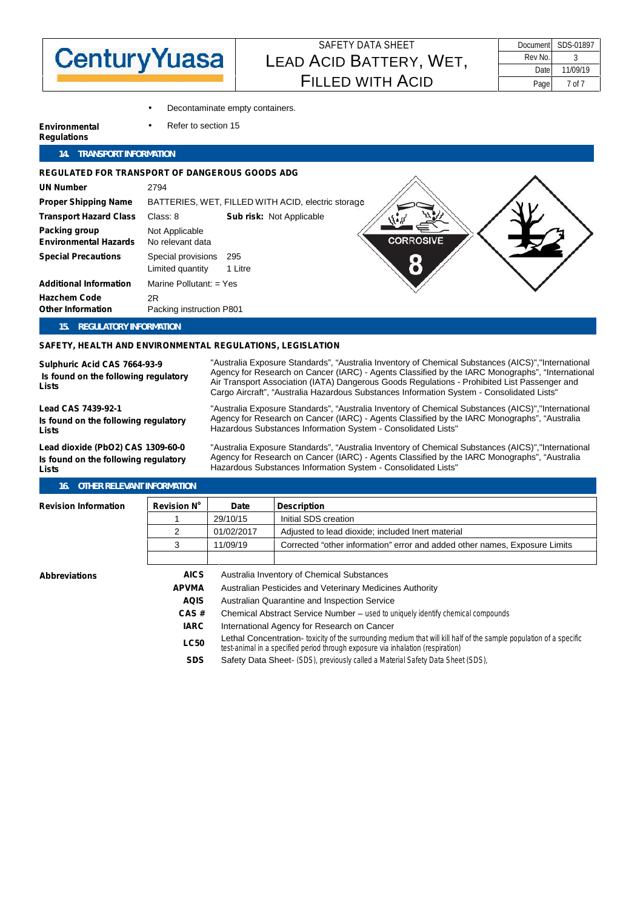- Decontaminate empty containers.

**Environmental Regulations**

- Refer to section 15

## 14. TRANSPORT INFORMATION

**REGULATED FOR TRANSPORT OF DANGEROUS GOODS ADG**

| | | | |
|---|---|---|---|
| **UN Number** | 2794 | | |
| **Proper Shipping Name** | BATTERIES, WET, FILLED WITH ACID, electric storage | | |
| **Transport Hazard Class** | Class: 8 | **Sub risk:** | Not Applicable |
| **Packing group** | Not Applicable | | |
| **Environmental Hazards** | No relevant data | | |
| **Special Precautions** | Special provisions | 295 | |
| | Limited quantity | 1 Litre | |
| **Additional Information** | Marine Pollutant: = Yes | | |
| **Hazchem Code** | 2R | | |
| **Other Information** | Packing instruction P801 | | |

CORROSIVE

8

## 15. REGULATORY INFORMATION

**SAFETY, HEALTH AND ENVIRONMENTAL REGULATIONS, LEGISLATION**

| | |
|---|---|
| **Sulphuric Acid CAS 7664-93-9 Is found on the following regulatory Lists** | "Australia Exposure Standards", "Australia Inventory of Chemical Substances (AICS)","International Agency for Research on Cancer (IARC) - Agents Classified by the IARC Monographs", "International Air Transport Association (IATA) Dangerous Goods Regulations - Prohibited List Passenger and Cargo Aircraft", "Australia Hazardous Substances Information System - Consolidated Lists" |
| **Lead CAS 7439-92-1 Is found on the following regulatory Lists** | "Australia Exposure Standards", "Australia Inventory of Chemical Substances (AICS)","International Agency for Research on Cancer (IARC) - Agents Classified by the IARC Monographs", "Australia Hazardous Substances Information System - Consolidated Lists" |
| **Lead dioxide ($PbO_2$) CAS 1309-60-0 Is found on the following regulatory Lists** | "Australia Exposure Standards", "Australia Inventory of Chemical Substances (AICS)","International Agency for Research on Cancer (IARC) - Agents Classified by the IARC Monographs", "Australia Hazardous Substances Information System - Consolidated Lists" |

## 16. OTHER RELEVANT INFORMATION

**Revision Information**

| Revision N° | Date | Description |
|---|---|---|
| 1 | 29/10/15 | Initial SDS creation |
| 2 | 01/02/2017 | Adjusted to lead dioxide; included Inert material |
| 3 | 11/09/19 | Corrected "other information" error and added other names, Exposure Limits |
| | | |

**Abbreviations**

| | |
|---|---|
| **AICS** | Australia Inventory of Chemical Substances |
| **APVMA** | Australian Pesticides and Veterinary Medicines Authority |
| **AQIS** | Australian Quarantine and Inspection Service |
| **CAS #** | Chemical Abstract Service Number – used to uniquely identify chemical compounds |
| **IARC** | International Agency for Research on Cancer |
| **LC50** | Lethal Concentration- toxicity of the surrounding medium that will kill half of the sample population of a specific test-animal in a specified period through exposure via inhalation (respiration) |
| **SDS** | Safety Data Sheet- (SDS), previously called a Material Safety Data Sheet (SDS), |